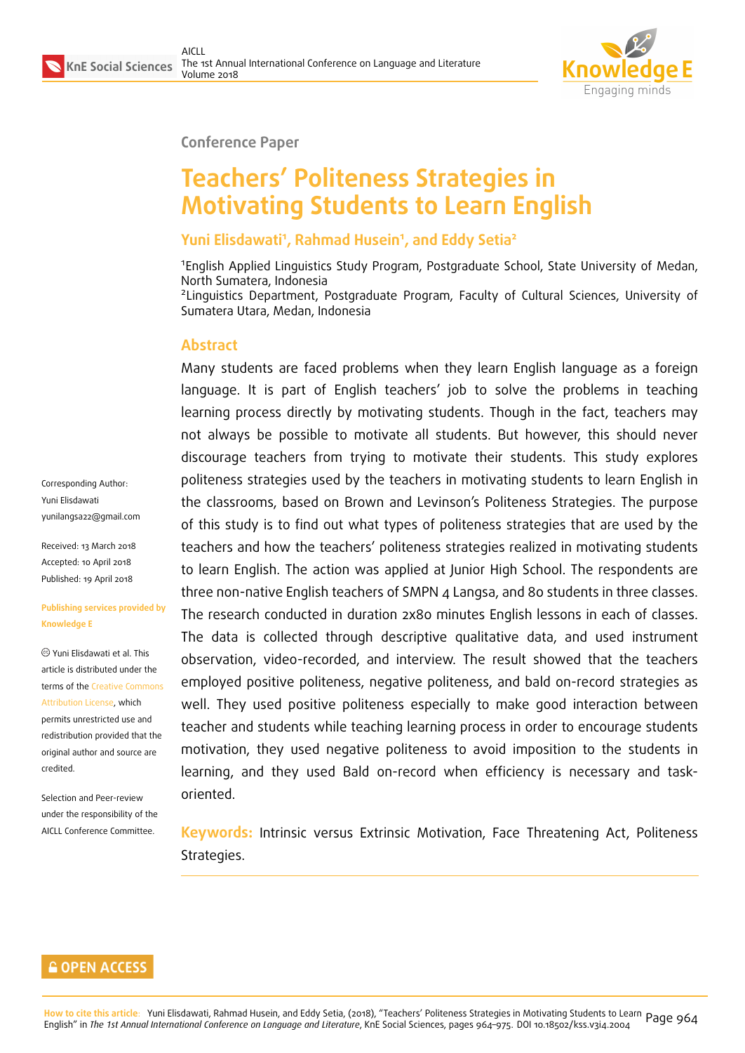Conference Paper

# Teachers' Politeness Strategies in Motivating Students to Learn English

**Yuni Elisdawati[1], Rahmad Husein[1], and Eddy Setia[2]**

[1]English Applied Linguistics Study Program, Postgraduate School, State University of Medan, North Sumatera, Indonesia
[2]Linguistics Department, Postgraduate Program, Faculty of Cultural Sciences, University of Sumatera Utara, Medan, Indonesia

Corresponding Author:
Yuni Elisdawati
yunilangsa22@gmail.com

Received: 13 March 2018
Accepted: 10 April 2018
Published: 19 April 2018

**Publishing services provided by Knowledge E**

© Yuni Elisdawati et al. This article is distributed under the terms of the Creative Commons Attribution License, which permits unrestricted use and redistribution provided that the original author and source are credited.

Selection and Peer-review under the responsibility of the AICLL Conference Committee.

## Abstract

Many students are faced problems when they learn English language as a foreign language. It is part of English teachers' job to solve the problems in teaching learning process directly by motivating students. Though in the fact, teachers may not always be possible to motivate all students. But however, this should never discourage teachers from trying to motivate their students. This study explores politeness strategies used by the teachers in motivating students to learn English in the classrooms, based on Brown and Levinson's Politeness Strategies. The purpose of this study is to find out what types of politeness strategies that are used by the teachers and how the teachers' politeness strategies realized in motivating students to learn English. The action was applied at Junior High School. The respondents are three non-native English teachers of SMPN 4 Langsa, and 80 students in three classes. The research conducted in duration 2x80 minutes English lessons in each of classes. The data is collected through descriptive qualitative data, and used instrument observation, video-recorded, and interview. The result showed that the teachers employed positive politeness, negative politeness, and bald on-record strategies as well. They used positive politeness especially to make good interaction between teacher and students while teaching learning process in order to encourage students motivation, they used negative politeness to avoid imposition to the students in learning, and they used Bald on-record when efficiency is necessary and task-oriented.

**Keywords:** Intrinsic versus Extrinsic Motivation, Face Threatening Act, Politeness Strategies.

**OPEN ACCESS**

How to cite this article: Yuni Elisdawati, Rahmad Husein, and Eddy Setia, (2018), "Teachers' Politeness Strategies in Motivating Students to Learn English" in *The 1st Annual International Conference on Language and Literature*, KnE Social Sciences, pages 964–975. DOI 10.18502/kss.v3i4.2004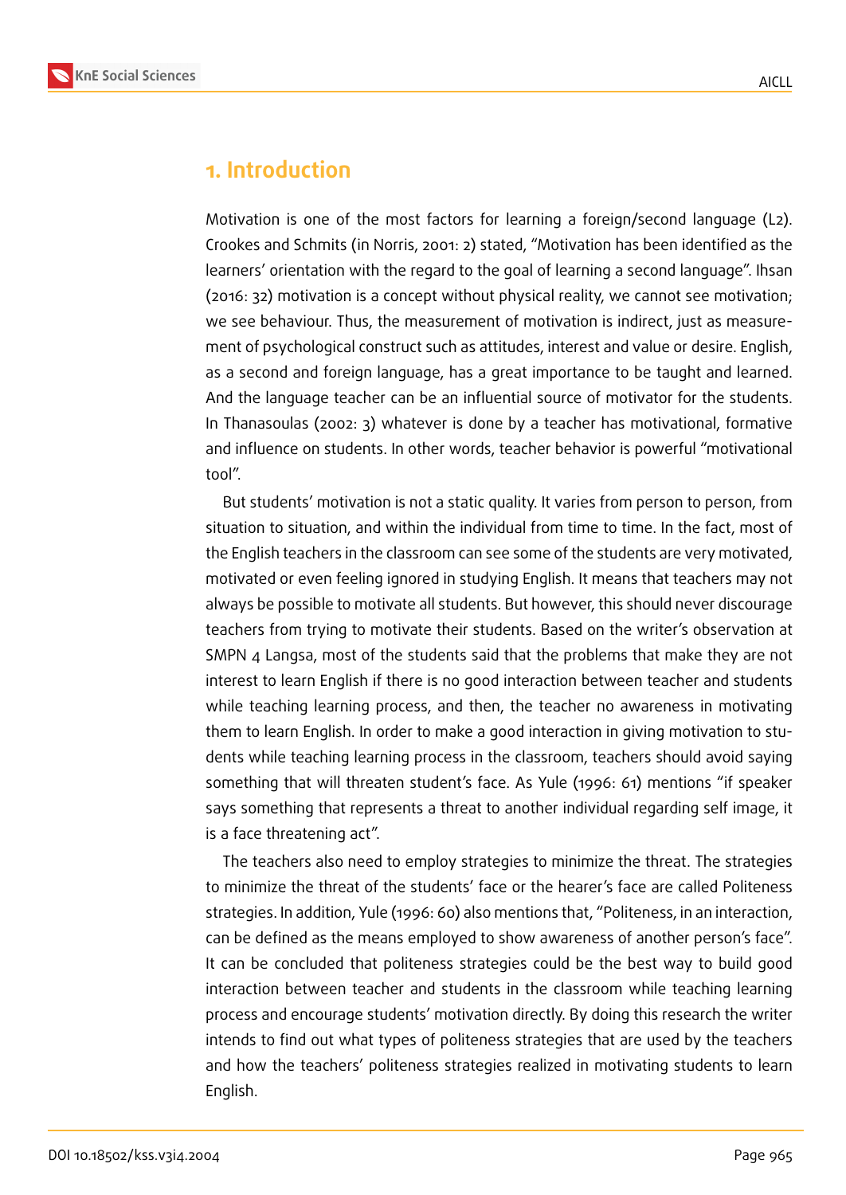## 1. Introduction

Motivation is one of the most factors for learning a foreign/second language (L2). Crookes and Schmits (in Norris, 2001: 2) stated, “Motivation has been identified as the learners’ orientation with the regard to the goal of learning a second language”. Ihsan (2016: 32) motivation is a concept without physical reality, we cannot see motivation; we see behaviour. Thus, the measurement of motivation is indirect, just as measurement of psychological construct such as attitudes, interest and value or desire. English, as a second and foreign language, has a great importance to be taught and learned. And the language teacher can be an influential source of motivator for the students. In Thanasoulas (2002: 3) whatever is done by a teacher has motivational, formative and influence on students. In other words, teacher behavior is powerful “motivational tool”.

But students’ motivation is not a static quality. It varies from person to person, from situation to situation, and within the individual from time to time. In the fact, most of the English teachers in the classroom can see some of the students are very motivated, motivated or even feeling ignored in studying English. It means that teachers may not always be possible to motivate all students. But however, this should never discourage teachers from trying to motivate their students. Based on the writer’s observation at SMPN 4 Langsa, most of the students said that the problems that make they are not interest to learn English if there is no good interaction between teacher and students while teaching learning process, and then, the teacher no awareness in motivating them to learn English. In order to make a good interaction in giving motivation to students while teaching learning process in the classroom, teachers should avoid saying something that will threaten student’s face. As Yule (1996: 61) mentions “if speaker says something that represents a threat to another individual regarding self image, it is a face threatening act”.

The teachers also need to employ strategies to minimize the threat. The strategies to minimize the threat of the students’ face or the hearer’s face are called Politeness strategies. In addition, Yule (1996: 60) also mentions that, “Politeness, in an interaction, can be defined as the means employed to show awareness of another person’s face”. It can be concluded that politeness strategies could be the best way to build good interaction between teacher and students in the classroom while teaching learning process and encourage students’ motivation directly. By doing this research the writer intends to find out what types of politeness strategies that are used by the teachers and how the teachers’ politeness strategies realized in motivating students to learn English.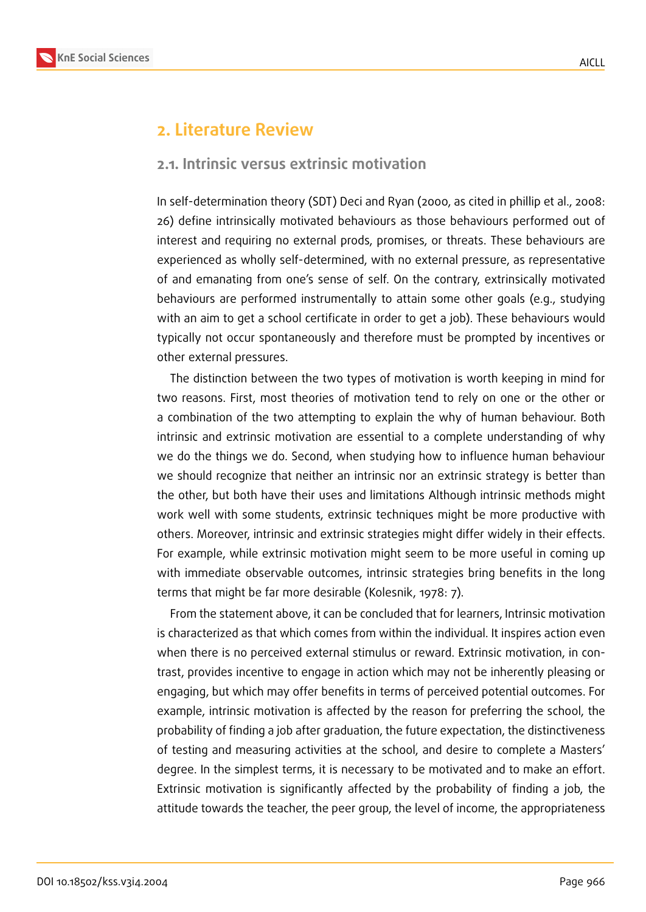## 2. Literature Review

### 2.1. Intrinsic versus extrinsic motivation

In self-determination theory (SDT) Deci and Ryan (2000, as cited in phillip et al., 2008: 26) define intrinsically motivated behaviours as those behaviours performed out of interest and requiring no external prods, promises, or threats. These behaviours are experienced as wholly self-determined, with no external pressure, as representative of and emanating from one's sense of self. On the contrary, extrinsically motivated behaviours are performed instrumentally to attain some other goals (e.g., studying with an aim to get a school certificate in order to get a job). These behaviours would typically not occur spontaneously and therefore must be prompted by incentives or other external pressures.

The distinction between the two types of motivation is worth keeping in mind for two reasons. First, most theories of motivation tend to rely on one or the other or a combination of the two attempting to explain the why of human behaviour. Both intrinsic and extrinsic motivation are essential to a complete understanding of why we do the things we do. Second, when studying how to influence human behaviour we should recognize that neither an intrinsic nor an extrinsic strategy is better than the other, but both have their uses and limitations Although intrinsic methods might work well with some students, extrinsic techniques might be more productive with others. Moreover, intrinsic and extrinsic strategies might differ widely in their effects. For example, while extrinsic motivation might seem to be more useful in coming up with immediate observable outcomes, intrinsic strategies bring benefits in the long terms that might be far more desirable (Kolesnik, 1978: 7).

From the statement above, it can be concluded that for learners, Intrinsic motivation is characterized as that which comes from within the individual. It inspires action even when there is no perceived external stimulus or reward. Extrinsic motivation, in contrast, provides incentive to engage in action which may not be inherently pleasing or engaging, but which may offer benefits in terms of perceived potential outcomes. For example, intrinsic motivation is affected by the reason for preferring the school, the probability of finding a job after graduation, the future expectation, the distinctiveness of testing and measuring activities at the school, and desire to complete a Masters' degree. In the simplest terms, it is necessary to be motivated and to make an effort. Extrinsic motivation is significantly affected by the probability of finding a job, the attitude towards the teacher, the peer group, the level of income, the appropriateness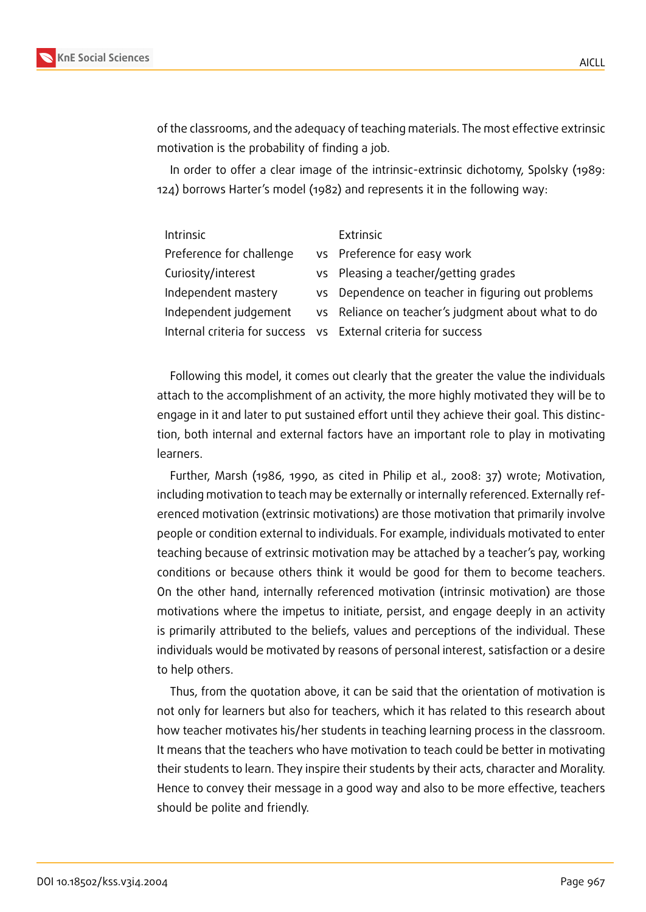of the classrooms, and the adequacy of teaching materials. The most effective extrinsic motivation is the probability of finding a job.

In order to offer a clear image of the intrinsic-extrinsic dichotomy, Spolsky (1989: 124) borrows Harter's model (1982) and represents it in the following way:

| Intrinsic | | Extrinsic |
|---|---|---|
| Preference for challenge | vs | Preference for easy work |
| Curiosity/interest | vs | Pleasing a teacher/getting grades |
| Independent mastery | vs | Dependence on teacher in figuring out problems |
| Independent judgement | vs | Reliance on teacher's judgment about what to do |
| Internal criteria for success | vs | External criteria for success |

Following this model, it comes out clearly that the greater the value the individuals attach to the accomplishment of an activity, the more highly motivated they will be to engage in it and later to put sustained effort until they achieve their goal. This distinction, both internal and external factors have an important role to play in motivating learners.

Further, Marsh (1986, 1990, as cited in Philip et al., 2008: 37) wrote; Motivation, including motivation to teach may be externally or internally referenced. Externally referenced motivation (extrinsic motivations) are those motivation that primarily involve people or condition external to individuals. For example, individuals motivated to enter teaching because of extrinsic motivation may be attached by a teacher's pay, working conditions or because others think it would be good for them to become teachers. On the other hand, internally referenced motivation (intrinsic motivation) are those motivations where the impetus to initiate, persist, and engage deeply in an activity is primarily attributed to the beliefs, values and perceptions of the individual. These individuals would be motivated by reasons of personal interest, satisfaction or a desire to help others.

Thus, from the quotation above, it can be said that the orientation of motivation is not only for learners but also for teachers, which it has related to this research about how teacher motivates his/her students in teaching learning process in the classroom. It means that the teachers who have motivation to teach could be better in motivating their students to learn. They inspire their students by their acts, character and Morality. Hence to convey their message in a good way and also to be more effective, teachers should be polite and friendly.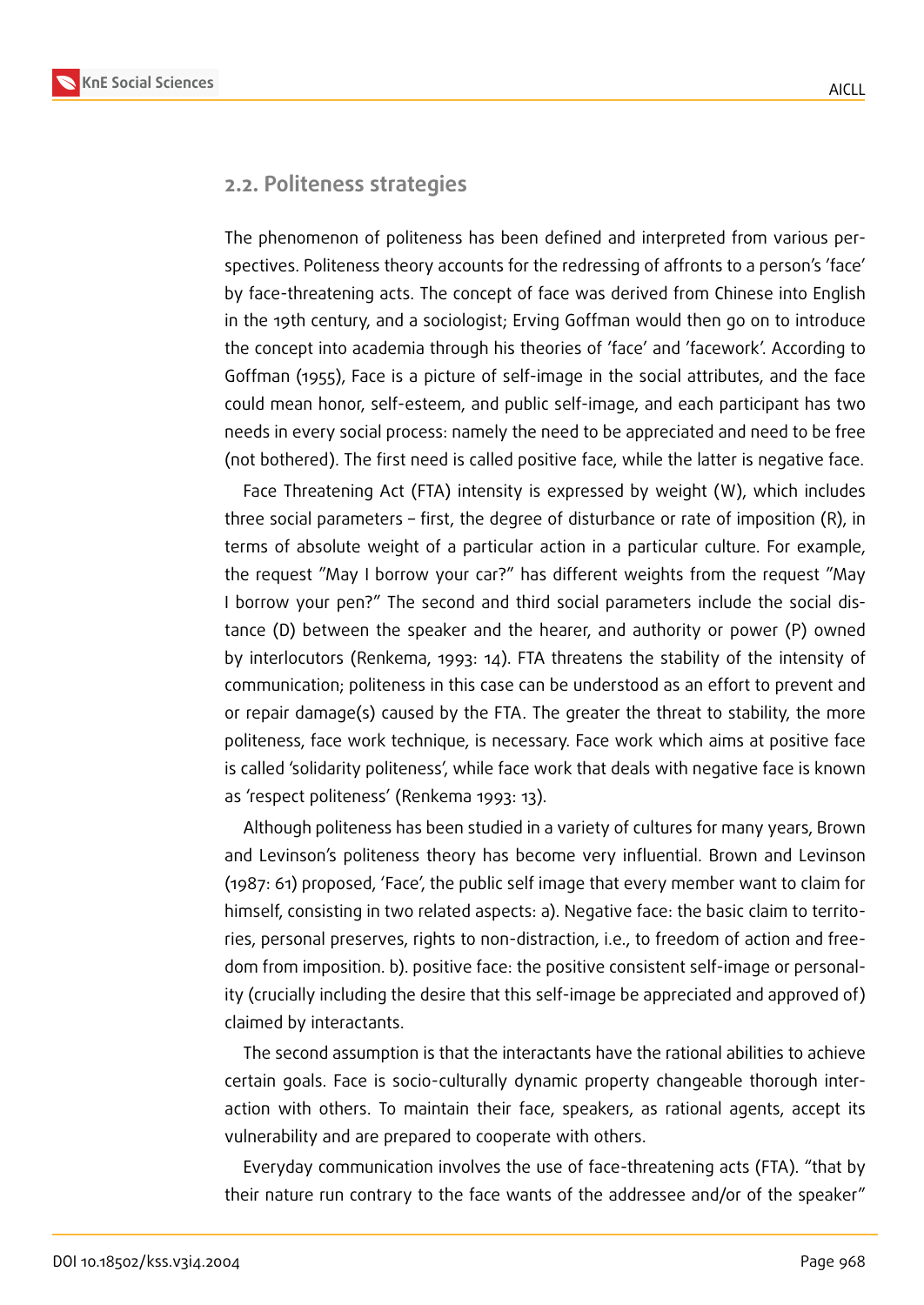## 2.2. Politeness strategies

The phenomenon of politeness has been defined and interpreted from various perspectives. Politeness theory accounts for the redressing of affronts to a person's 'face' by face-threatening acts. The concept of face was derived from Chinese into English in the 19th century, and a sociologist; Erving Goffman would then go on to introduce the concept into academia through his theories of 'face' and 'facework'. According to Goffman (1955), Face is a picture of self-image in the social attributes, and the face could mean honor, self-esteem, and public self-image, and each participant has two needs in every social process: namely the need to be appreciated and need to be free (not bothered). The first need is called positive face, while the latter is negative face.

Face Threatening Act (FTA) intensity is expressed by weight (W), which includes three social parameters – first, the degree of disturbance or rate of imposition (R), in terms of absolute weight of a particular action in a particular culture. For example, the request "May I borrow your car?" has different weights from the request "May I borrow your pen?" The second and third social parameters include the social distance (D) between the speaker and the hearer, and authority or power (P) owned by interlocutors (Renkema, 1993: 14). FTA threatens the stability of the intensity of communication; politeness in this case can be understood as an effort to prevent and or repair damage(s) caused by the FTA. The greater the threat to stability, the more politeness, face work technique, is necessary. Face work which aims at positive face is called 'solidarity politeness', while face work that deals with negative face is known as 'respect politeness' (Renkema 1993: 13).

Although politeness has been studied in a variety of cultures for many years, Brown and Levinson's politeness theory has become very influential. Brown and Levinson (1987: 61) proposed, 'Face', the public self image that every member want to claim for himself, consisting in two related aspects: a). Negative face: the basic claim to territories, personal preserves, rights to non-distraction, i.e., to freedom of action and freedom from imposition. b). positive face: the positive consistent self-image or personality (crucially including the desire that this self-image be appreciated and approved of) claimed by interactants.

The second assumption is that the interactants have the rational abilities to achieve certain goals. Face is socio-culturally dynamic property changeable thorough interaction with others. To maintain their face, speakers, as rational agents, accept its vulnerability and are prepared to cooperate with others.

Everyday communication involves the use of face-threatening acts (FTA). "that by their nature run contrary to the face wants of the addressee and/or of the speaker"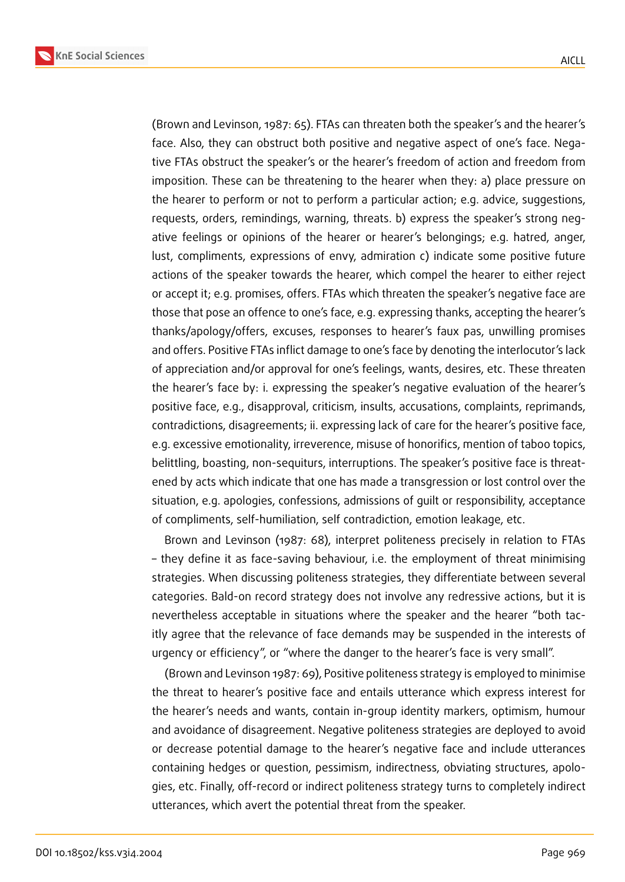(Brown and Levinson, 1987: 65). FTAs can threaten both the speaker's and the hearer's face. Also, they can obstruct both positive and negative aspect of one's face. Negative FTAs obstruct the speaker's or the hearer's freedom of action and freedom from imposition. These can be threatening to the hearer when they: a) place pressure on the hearer to perform or not to perform a particular action; e.g. advice, suggestions, requests, orders, remindings, warning, threats. b) express the speaker's strong negative feelings or opinions of the hearer or hearer's belongings; e.g. hatred, anger, lust, compliments, expressions of envy, admiration c) indicate some positive future actions of the speaker towards the hearer, which compel the hearer to either reject or accept it; e.g. promises, offers. FTAs which threaten the speaker's negative face are those that pose an offence to one's face, e.g. expressing thanks, accepting the hearer's thanks/apology/offers, excuses, responses to hearer's faux pas, unwilling promises and offers. Positive FTAs inflict damage to one's face by denoting the interlocutor's lack of appreciation and/or approval for one's feelings, wants, desires, etc. These threaten the hearer's face by: i. expressing the speaker's negative evaluation of the hearer's positive face, e.g., disapproval, criticism, insults, accusations, complaints, reprimands, contradictions, disagreements; ii. expressing lack of care for the hearer's positive face, e.g. excessive emotionality, irreverence, misuse of honorifics, mention of taboo topics, belittling, boasting, non-sequiturs, interruptions. The speaker's positive face is threatened by acts which indicate that one has made a transgression or lost control over the situation, e.g. apologies, confessions, admissions of guilt or responsibility, acceptance of compliments, self-humiliation, self contradiction, emotion leakage, etc.

Brown and Levinson (1987: 68), interpret politeness precisely in relation to FTAs – they define it as face-saving behaviour, i.e. the employment of threat minimising strategies. When discussing politeness strategies, they differentiate between several categories. Bald-on record strategy does not involve any redressive actions, but it is nevertheless acceptable in situations where the speaker and the hearer "both tacitly agree that the relevance of face demands may be suspended in the interests of urgency or efficiency", or "where the danger to the hearer's face is very small".

(Brown and Levinson 1987: 69), Positive politeness strategy is employed to minimise the threat to hearer's positive face and entails utterance which express interest for the hearer's needs and wants, contain in-group identity markers, optimism, humour and avoidance of disagreement. Negative politeness strategies are deployed to avoid or decrease potential damage to the hearer's negative face and include utterances containing hedges or question, pessimism, indirectness, obviating structures, apologies, etc. Finally, off-record or indirect politeness strategy turns to completely indirect utterances, which avert the potential threat from the speaker.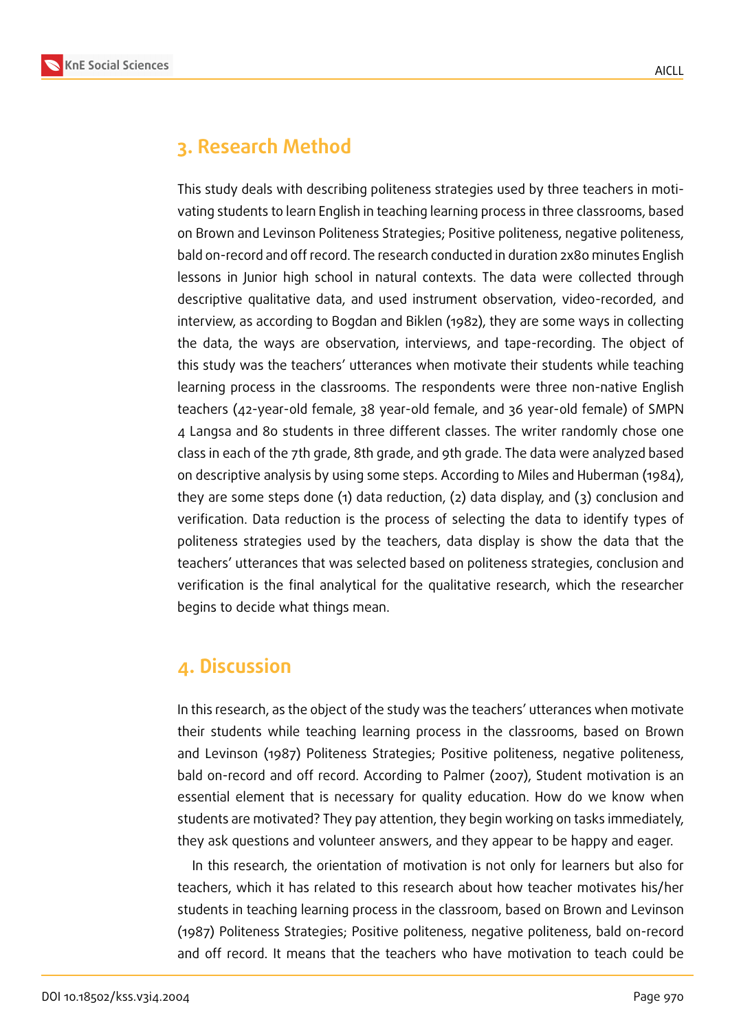## 3. Research Method

This study deals with describing politeness strategies used by three teachers in motivating students to learn English in teaching learning process in three classrooms, based on Brown and Levinson Politeness Strategies; Positive politeness, negative politeness, bald on-record and off record. The research conducted in duration 2x80 minutes English lessons in Junior high school in natural contexts. The data were collected through descriptive qualitative data, and used instrument observation, video-recorded, and interview, as according to Bogdan and Biklen (1982), they are some ways in collecting the data, the ways are observation, interviews, and tape-recording. The object of this study was the teachers' utterances when motivate their students while teaching learning process in the classrooms. The respondents were three non-native English teachers (42-year-old female, 38 year-old female, and 36 year-old female) of SMPN 4 Langsa and 80 students in three different classes. The writer randomly chose one class in each of the 7th grade, 8th grade, and 9th grade. The data were analyzed based on descriptive analysis by using some steps. According to Miles and Huberman (1984), they are some steps done (1) data reduction, (2) data display, and (3) conclusion and verification. Data reduction is the process of selecting the data to identify types of politeness strategies used by the teachers, data display is show the data that the teachers' utterances that was selected based on politeness strategies, conclusion and verification is the final analytical for the qualitative research, which the researcher begins to decide what things mean.

## 4. Discussion

In this research, as the object of the study was the teachers' utterances when motivate their students while teaching learning process in the classrooms, based on Brown and Levinson (1987) Politeness Strategies; Positive politeness, negative politeness, bald on-record and off record. According to Palmer (2007), Student motivation is an essential element that is necessary for quality education. How do we know when students are motivated? They pay attention, they begin working on tasks immediately, they ask questions and volunteer answers, and they appear to be happy and eager.

In this research, the orientation of motivation is not only for learners but also for teachers, which it has related to this research about how teacher motivates his/her students in teaching learning process in the classroom, based on Brown and Levinson (1987) Politeness Strategies; Positive politeness, negative politeness, bald on-record and off record. It means that the teachers who have motivation to teach could be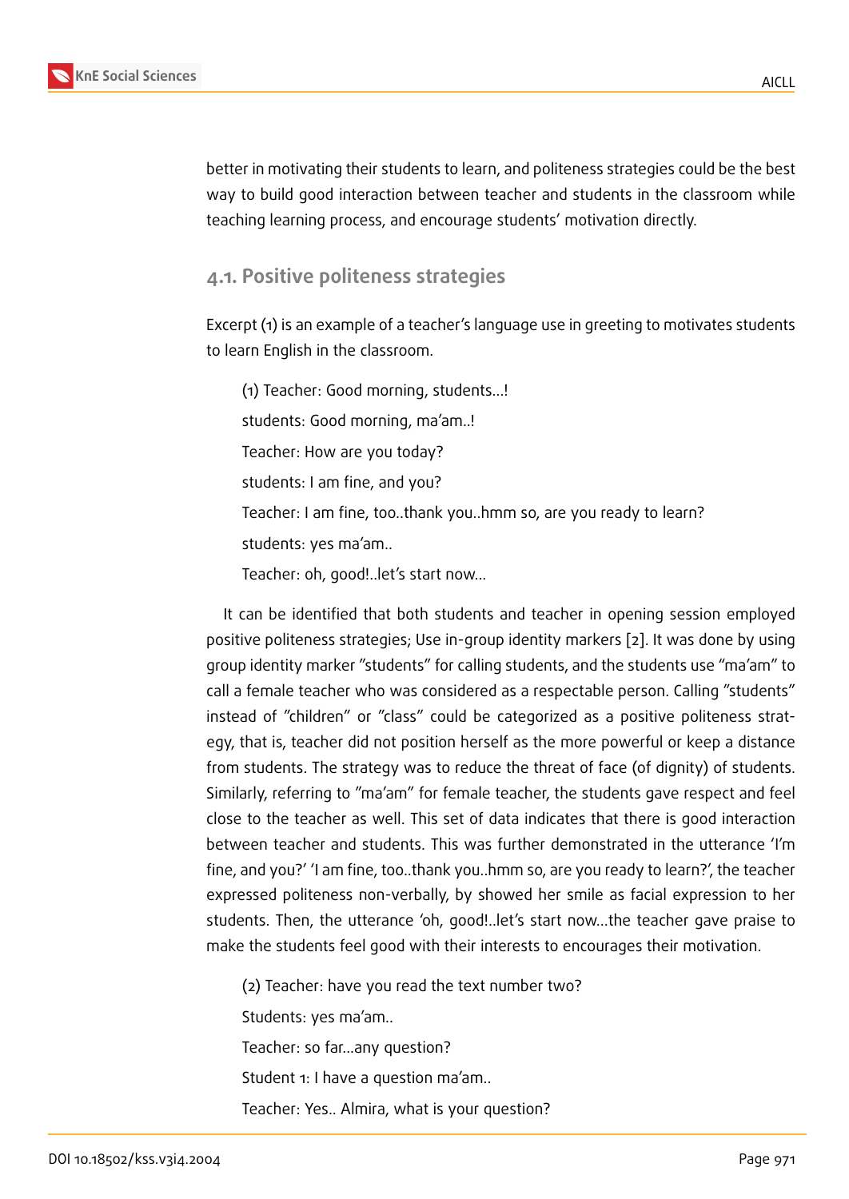better in motivating their students to learn, and politeness strategies could be the best way to build good interaction between teacher and students in the classroom while teaching learning process, and encourage students' motivation directly.

### 4.1. Positive politeness strategies

Excerpt (1) is an example of a teacher's language use in greeting to motivates students to learn English in the classroom.

> (1) Teacher: Good morning, students...!
>
> students: Good morning, ma'am..!
>
> Teacher: How are you today?
>
> students: I am fine, and you?
>
> Teacher: I am fine, too..thank you..hmm so, are you ready to learn?
>
> students: yes ma'am..
>
> Teacher: oh, good!..let's start now...

It can be identified that both students and teacher in opening session employed positive politeness strategies; Use in-group identity markers [2]. It was done by using group identity marker "students" for calling students, and the students use "ma'am" to call a female teacher who was considered as a respectable person. Calling "students" instead of "children" or "class" could be categorized as a positive politeness strategy, that is, teacher did not position herself as the more powerful or keep a distance from students. The strategy was to reduce the threat of face (of dignity) of students. Similarly, referring to "ma'am" for female teacher, the students gave respect and feel close to the teacher as well. This set of data indicates that there is good interaction between teacher and students. This was further demonstrated in the utterance 'I'm fine, and you?' 'I am fine, too..thank you..hmm so, are you ready to learn?', the teacher expressed politeness non-verbally, by showed her smile as facial expression to her students. Then, the utterance 'oh, good!..let's start now...the teacher gave praise to make the students feel good with their interests to encourages their motivation.

> (2) Teacher: have you read the text number two?
>
> Students: yes ma'am..
>
> Teacher: so far...any question?
>
> Student 1: I have a question ma'am..
>
> Teacher: Yes.. Almira, what is your question?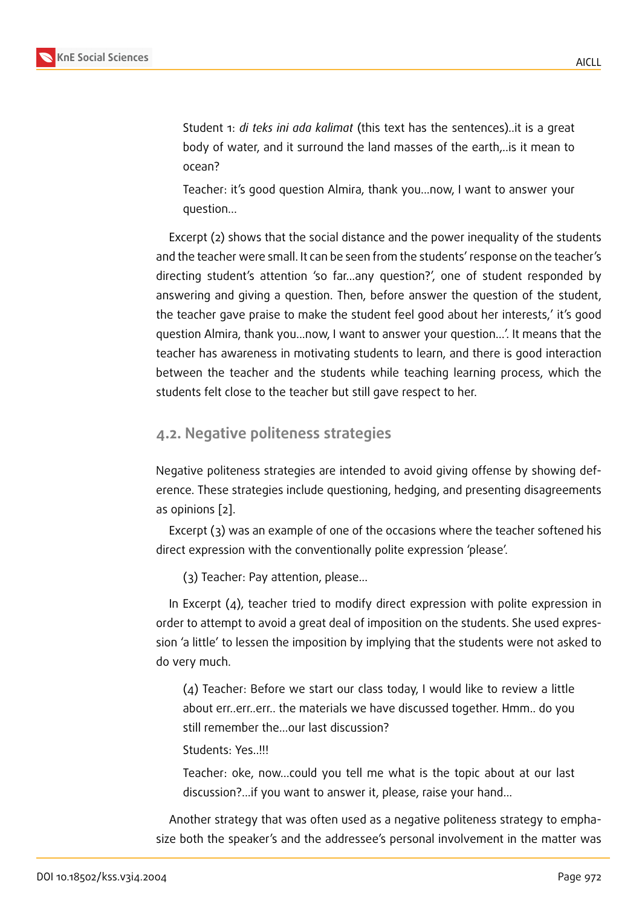Student 1: *di teks ini ada kalimat* (this text has the sentences)..it is a great body of water, and it surround the land masses of the earth,..is it mean to ocean?

Teacher: it's good question Almira, thank you...now, I want to answer your question...

Excerpt (2) shows that the social distance and the power inequality of the students and the teacher were small. It can be seen from the students' response on the teacher's directing student's attention 'so far...any question?', one of student responded by answering and giving a question. Then, before answer the question of the student, the teacher gave praise to make the student feel good about her interests,' it's good question Almira, thank you...now, I want to answer your question...'. It means that the teacher has awareness in motivating students to learn, and there is good interaction between the teacher and the students while teaching learning process, which the students felt close to the teacher but still gave respect to her.

### 4.2. Negative politeness strategies

Negative politeness strategies are intended to avoid giving offense by showing deference. These strategies include questioning, hedging, and presenting disagreements as opinions [2].

Excerpt (3) was an example of one of the occasions where the teacher softened his direct expression with the conventionally polite expression 'please'.

(3) Teacher: Pay attention, please...

In Excerpt (4), teacher tried to modify direct expression with polite expression in order to attempt to avoid a great deal of imposition on the students. She used expression 'a little' to lessen the imposition by implying that the students were not asked to do very much.

(4) Teacher: Before we start our class today, I would like to review a little about err..err..err.. the materials we have discussed together. Hmm.. do you still remember the...our last discussion?

Students: Yes..!!!

Teacher: oke, now...could you tell me what is the topic about at our last discussion?...if you want to answer it, please, raise your hand...

Another strategy that was often used as a negative politeness strategy to emphasize both the speaker's and the addressee's personal involvement in the matter was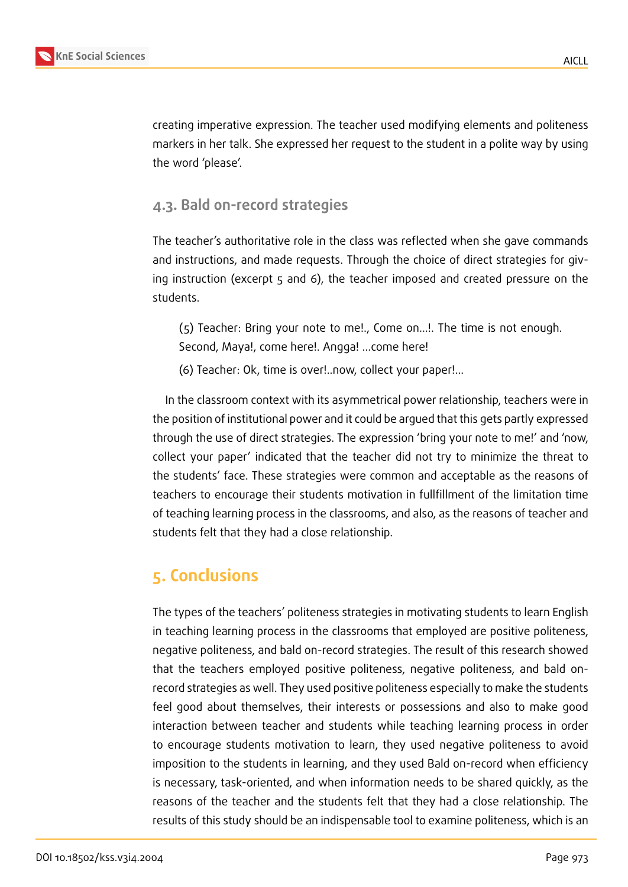creating imperative expression. The teacher used modifying elements and politeness markers in her talk. She expressed her request to the student in a polite way by using the word 'please'.

### 4.3. Bald on-record strategies

The teacher's authoritative role in the class was reflected when she gave commands and instructions, and made requests. Through the choice of direct strategies for giving instruction (excerpt 5 and 6), the teacher imposed and created pressure on the students.

> (5) Teacher: Bring your note to me!., Come on...!. The time is not enough. Second, Maya!, come here!. Angga! ...come here!
>
> (6) Teacher: Ok, time is over!..now, collect your paper!...

In the classroom context with its asymmetrical power relationship, teachers were in the position of institutional power and it could be argued that this gets partly expressed through the use of direct strategies. The expression 'bring your note to me!' and 'now, collect your paper' indicated that the teacher did not try to minimize the threat to the students' face. These strategies were common and acceptable as the reasons of teachers to encourage their students motivation in fullfillment of the limitation time of teaching learning process in the classrooms, and also, as the reasons of teacher and students felt that they had a close relationship.

## 5. Conclusions

The types of the teachers' politeness strategies in motivating students to learn English in teaching learning process in the classrooms that employed are positive politeness, negative politeness, and bald on-record strategies. The result of this research showed that the teachers employed positive politeness, negative politeness, and bald on-record strategies as well. They used positive politeness especially to make the students feel good about themselves, their interests or possessions and also to make good interaction between teacher and students while teaching learning process in order to encourage students motivation to learn, they used negative politeness to avoid imposition to the students in learning, and they used Bald on-record when efficiency is necessary, task-oriented, and when information needs to be shared quickly, as the reasons of the teacher and the students felt that they had a close relationship. The results of this study should be an indispensable tool to examine politeness, which is an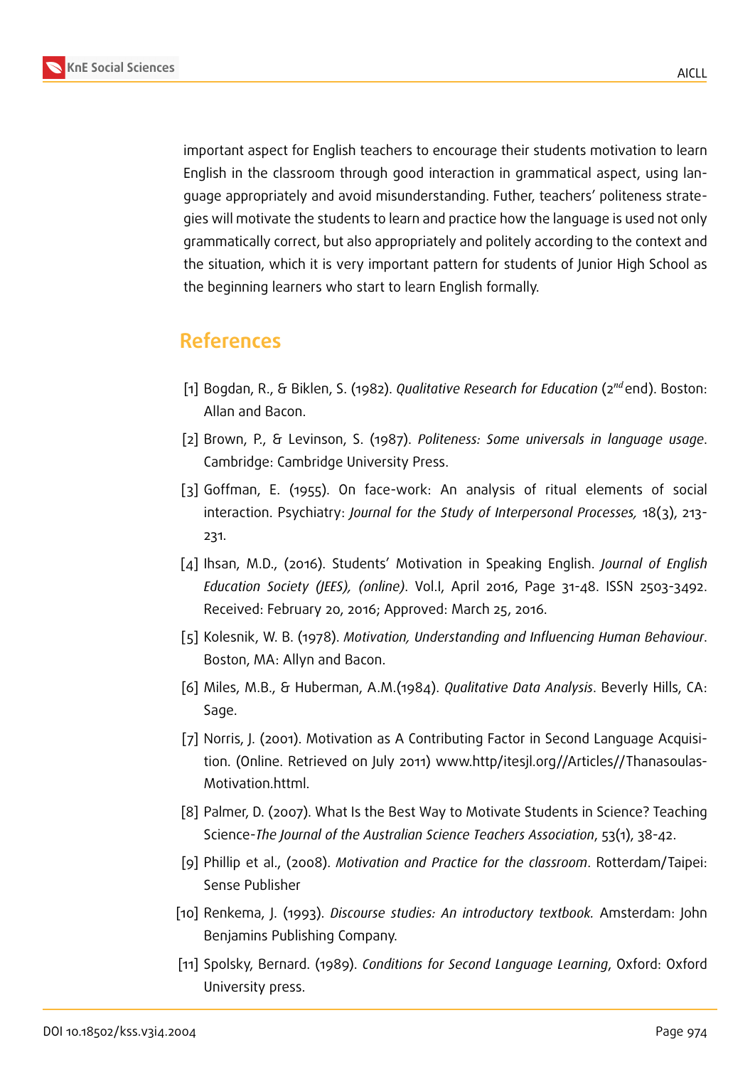important aspect for English teachers to encourage their students motivation to learn English in the classroom through good interaction in grammatical aspect, using language appropriately and avoid misunderstanding. Futher, teachers' politeness strategies will motivate the students to learn and practice how the language is used not only grammatically correct, but also appropriately and politely according to the context and the situation, which it is very important pattern for students of Junior High School as the beginning learners who start to learn English formally.

## References

[1] Bogdan, R., & Biklen, S. (1982). *Qualitative Research for Education* (2nd end). Boston: Allan and Bacon.

[2] Brown, P., & Levinson, S. (1987). *Politeness: Some universals in language usage*. Cambridge: Cambridge University Press.

[3] Goffman, E. (1955). On face-work: An analysis of ritual elements of social interaction. Psychiatry: *Journal for the Study of Interpersonal Processes,* 18(3), 213-231.

[4] Ihsan, M.D., (2016). Students' Motivation in Speaking English. *Journal of English Education Society (JEES), (online)*. Vol.I, April 2016, Page 31-48. ISSN 2503-3492. Received: February 20, 2016; Approved: March 25, 2016.

[5] Kolesnik, W. B. (1978). *Motivation, Understanding and Influencing Human Behaviour*. Boston, MA: Allyn and Bacon.

[6] Miles, M.B., & Huberman, A.M.(1984). *Qualitative Data Analysis*. Beverly Hills, CA: Sage.

[7] Norris, J. (2001). Motivation as A Contributing Factor in Second Language Acquisition. (Online. Retrieved on July 2011) www.http/itesjl.org//Articles//Thanasoulas-Motivation.htmll.

[8] Palmer, D. (2007). What Is the Best Way to Motivate Students in Science? Teaching Science-*The Journal of the Australian Science Teachers Association*, 53(1), 38-42.

[9] Phillip et al., (2008). *Motivation and Practice for the classroom*. Rotterdam/Taipei: Sense Publisher

[10] Renkema, J. (1993). *Discourse studies: An introductory textbook.* Amsterdam: John Benjamins Publishing Company.

[11] Spolsky, Bernard. (1989). *Conditions for Second Language Learning*, Oxford: Oxford University press.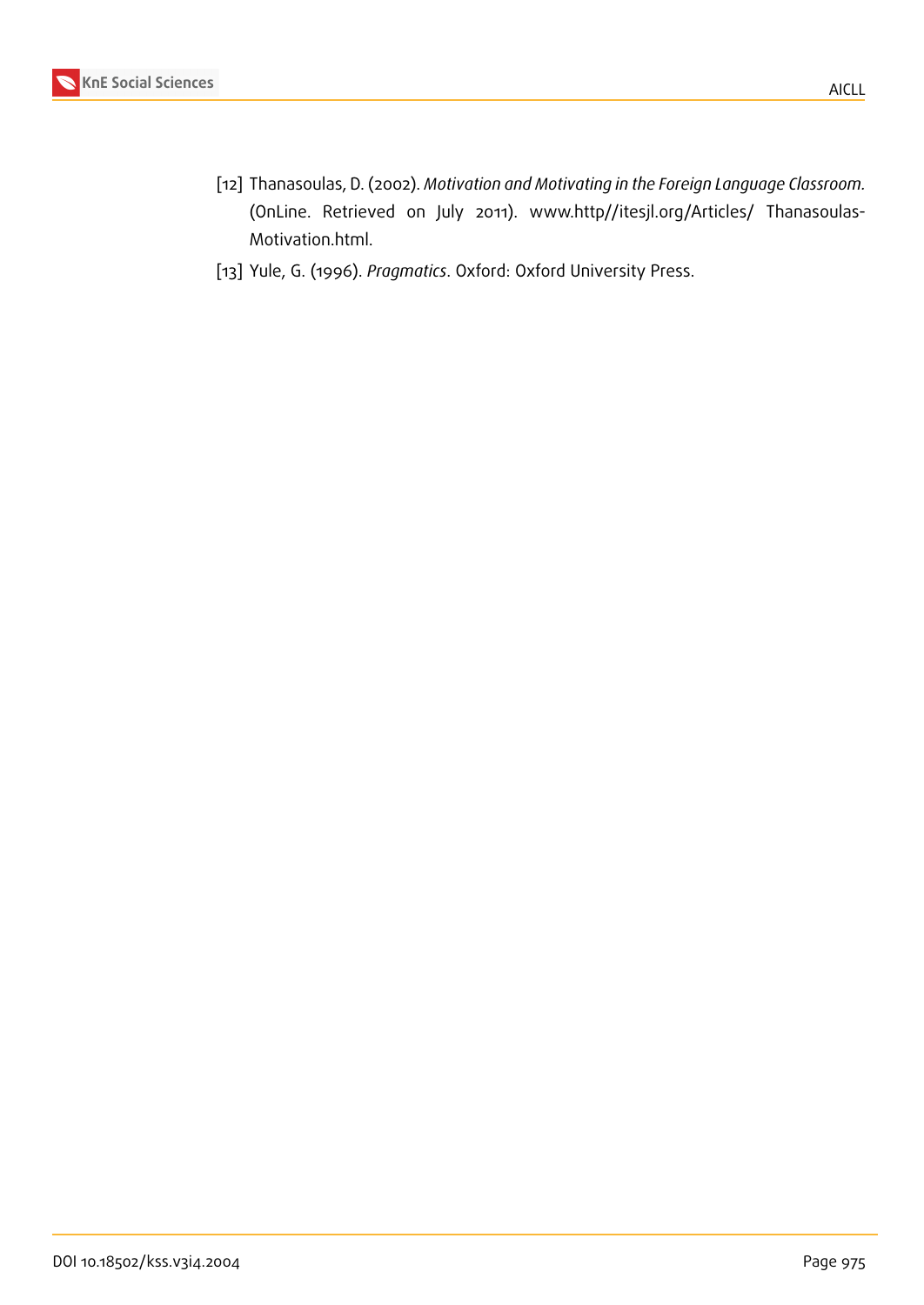[12] Thanasoulas, D. (2002). *Motivation and Motivating in the Foreign Language Classroom.* (OnLine. Retrieved on July 2011). www.http//itesjl.org/Articles/ Thanasoulas-Motivation.html.

[13] Yule, G. (1996). *Pragmatics*. Oxford: Oxford University Press.